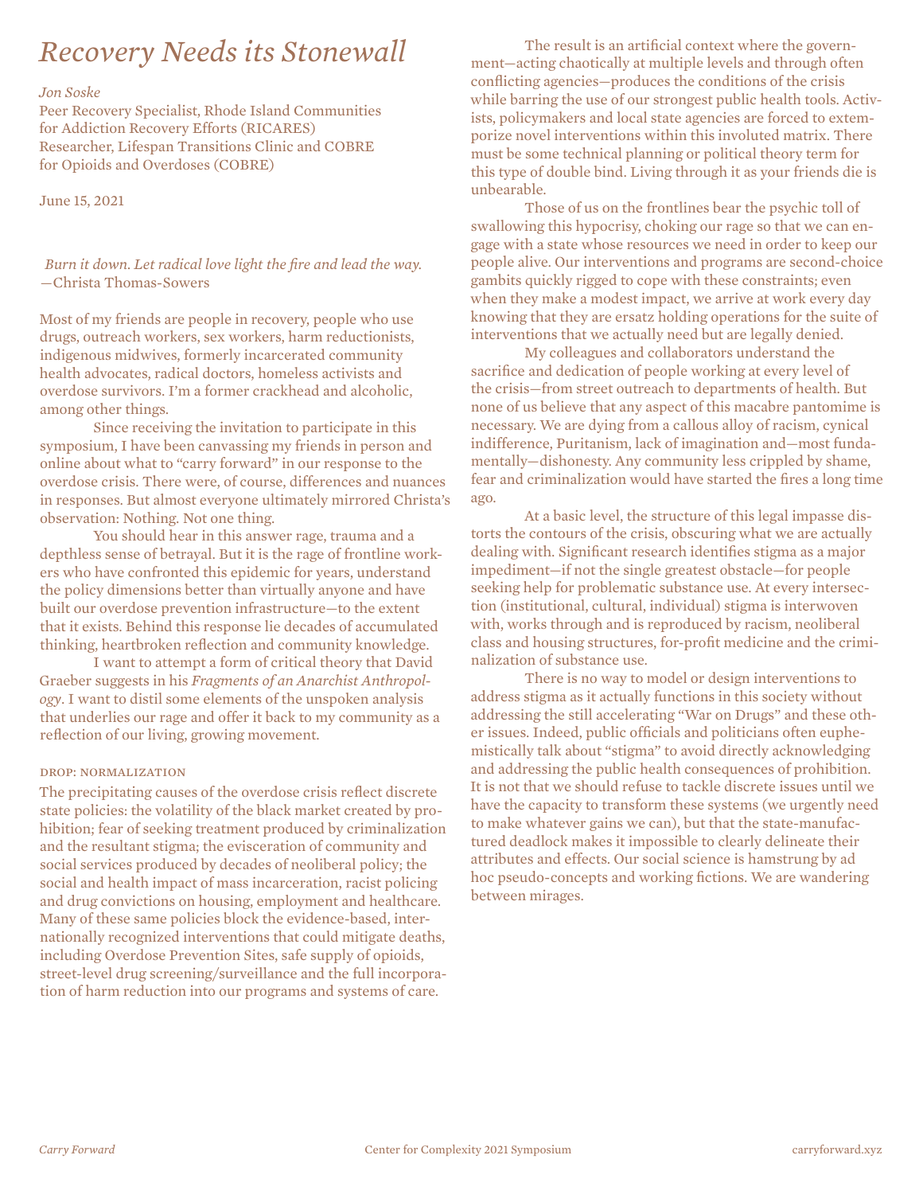# Recovery Needs its Stonewall

*Jon Soske*

Peer Recovery Specialist, Rhode Island Communities for Addiction Recovery Efforts (RICARES)
Researcher, Lifespan Transitions Clinic and COBRE for Opioids and Overdoses (COBRE)

June 15, 2021

> *Burn it down. Let radical love light the fire and lead the way.*
> —Christa Thomas-Sowers

Most of my friends are people in recovery, people who use drugs, outreach workers, sex workers, harm reductionists, indigenous midwives, formerly incarcerated community health advocates, radical doctors, homeless activists and overdose survivors. I'm a former crackhead and alcoholic, among other things.

Since receiving the invitation to participate in this symposium, I have been canvassing my friends in person and online about what to "carry forward" in our response to the overdose crisis. There were, of course, differences and nuances in responses. But almost everyone ultimately mirrored Christa's observation: Nothing. Not one thing.

You should hear in this answer rage, trauma and a depthless sense of betrayal. But it is the rage of frontline workers who have confronted this epidemic for years, understand the policy dimensions better than virtually anyone and have built our overdose prevention infrastructure—to the extent that it exists. Behind this response lie decades of accumulated thinking, heartbroken reflection and community knowledge.

I want to attempt a form of critical theory that David Graeber suggests in his *Fragments of an Anarchist Anthropology*. I want to distil some elements of the unspoken analysis that underlies our rage and offer it back to my community as a reflection of our living, growing movement.

## DROP: NORMALIZATION

The precipitating causes of the overdose crisis reflect discrete state policies: the volatility of the black market created by prohibition; fear of seeking treatment produced by criminalization and the resultant stigma; the evisceration of community and social services produced by decades of neoliberal policy; the social and health impact of mass incarceration, racist policing and drug convictions on housing, employment and healthcare. Many of these same policies block the evidence-based, internationally recognized interventions that could mitigate deaths, including Overdose Prevention Sites, safe supply of opioids, street-level drug screening/surveillance and the full incorporation of harm reduction into our programs and systems of care.

The result is an artificial context where the government—acting chaotically at multiple levels and through often conflicting agencies—produces the conditions of the crisis while barring the use of our strongest public health tools. Activists, policymakers and local state agencies are forced to extemporize novel interventions within this involuted matrix. There must be some technical planning or political theory term for this type of double bind. Living through it as your friends die is unbearable.

Those of us on the frontlines bear the psychic toll of swallowing this hypocrisy, choking our rage so that we can engage with a state whose resources we need in order to keep our people alive. Our interventions and programs are second-choice gambits quickly rigged to cope with these constraints; even when they make a modest impact, we arrive at work every day knowing that they are ersatz holding operations for the suite of interventions that we actually need but are legally denied.

My colleagues and collaborators understand the sacrifice and dedication of people working at every level of the crisis—from street outreach to departments of health. But none of us believe that any aspect of this macabre pantomime is necessary. We are dying from a callous alloy of racism, cynical indifference, Puritanism, lack of imagination and—most fundamentally—dishonesty. Any community less crippled by shame, fear and criminalization would have started the fires a long time ago.

At a basic level, the structure of this legal impasse distorts the contours of the crisis, obscuring what we are actually dealing with. Significant research identifies stigma as a major impediment—if not the single greatest obstacle—for people seeking help for problematic substance use. At every intersection (institutional, cultural, individual) stigma is interwoven with, works through and is reproduced by racism, neoliberal class and housing structures, for-profit medicine and the criminalization of substance use.

There is no way to model or design interventions to address stigma as it actually functions in this society without addressing the still accelerating "War on Drugs" and these other issues. Indeed, public officials and politicians often euphemistically talk about "stigma" to avoid directly acknowledging and addressing the public health consequences of prohibition. It is not that we should refuse to tackle discrete issues until we have the capacity to transform these systems (we urgently need to make whatever gains we can), but that the state-manufactured deadlock makes it impossible to clearly delineate their attributes and effects. Our social science is hamstrung by ad hoc pseudo-concepts and working fictions. We are wandering between mirages.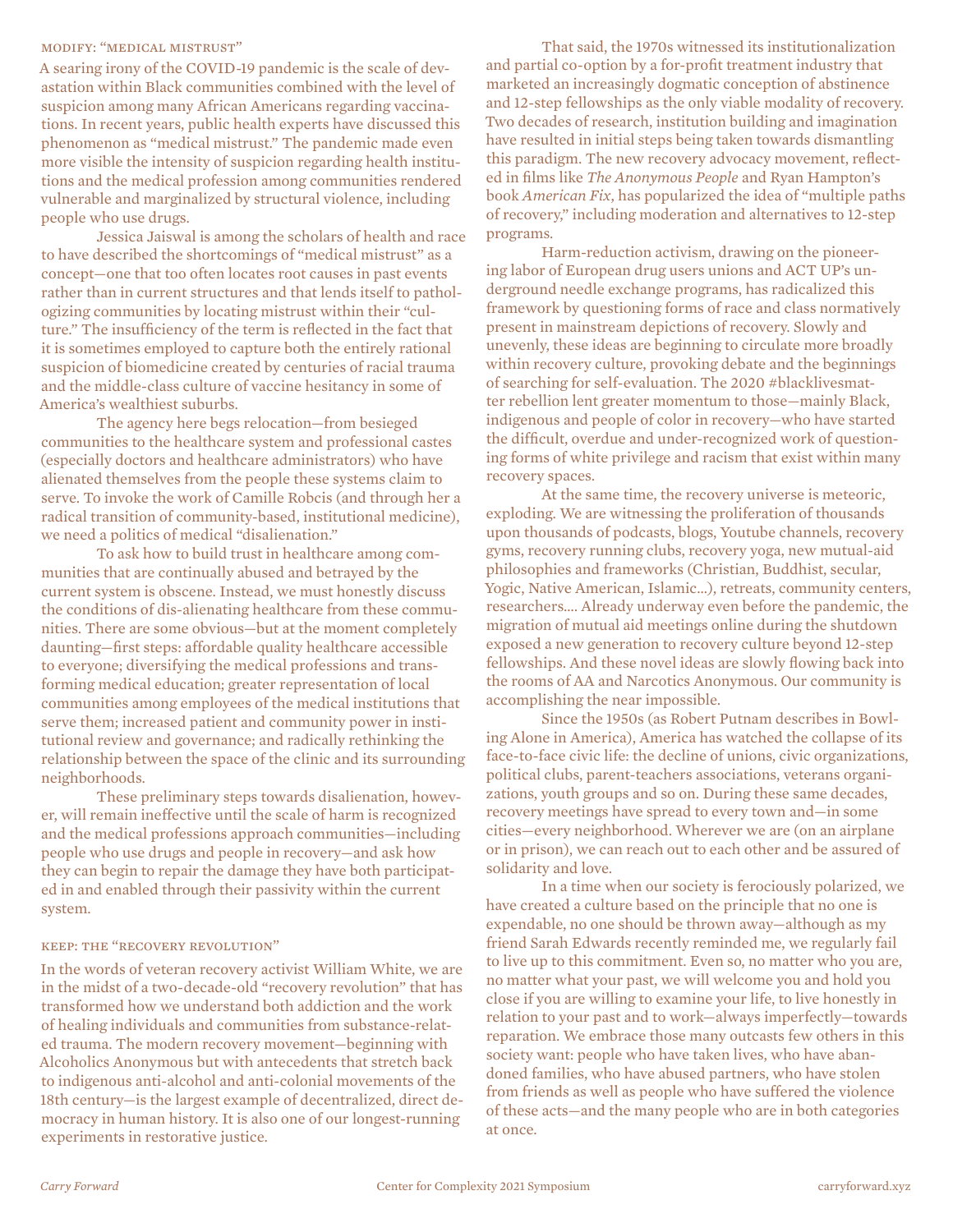### MODIFY: "MEDICAL MISTRUST"

A searing irony of the COVID-19 pandemic is the scale of devastation within Black communities combined with the level of suspicion among many African Americans regarding vaccinations. In recent years, public health experts have discussed this phenomenon as "medical mistrust." The pandemic made even more visible the intensity of suspicion regarding health institutions and the medical profession among communities rendered vulnerable and marginalized by structural violence, including people who use drugs.

Jessica Jaiswal is among the scholars of health and race to have described the shortcomings of "medical mistrust" as a concept—one that too often locates root causes in past events rather than in current structures and that lends itself to pathologizing communities by locating mistrust within their "culture." The insufficiency of the term is reflected in the fact that it is sometimes employed to capture both the entirely rational suspicion of biomedicine created by centuries of racial trauma and the middle-class culture of vaccine hesitancy in some of America's wealthiest suburbs.

The agency here begs relocation—from besieged communities to the healthcare system and professional castes (especially doctors and healthcare administrators) who have alienated themselves from the people these systems claim to serve. To invoke the work of Camille Robcis (and through her a radical transition of community-based, institutional medicine), we need a politics of medical "disalienation."

To ask how to build trust in healthcare among communities that are continually abused and betrayed by the current system is obscene. Instead, we must honestly discuss the conditions of dis-alienating healthcare from these communities. There are some obvious—but at the moment completely daunting—first steps: affordable quality healthcare accessible to everyone; diversifying the medical professions and transforming medical education; greater representation of local communities among employees of the medical institutions that serve them; increased patient and community power in institutional review and governance; and radically rethinking the relationship between the space of the clinic and its surrounding neighborhoods.

These preliminary steps towards disalienation, however, will remain ineffective until the scale of harm is recognized and the medical professions approach communities—including people who use drugs and people in recovery—and ask how they can begin to repair the damage they have both participated in and enabled through their passivity within the current system.

### KEEP: THE "RECOVERY REVOLUTION"

In the words of veteran recovery activist William White, we are in the midst of a two-decade-old "recovery revolution" that has transformed how we understand both addiction and the work of healing individuals and communities from substance-related trauma. The modern recovery movement—beginning with Alcoholics Anonymous but with antecedents that stretch back to indigenous anti-alcohol and anti-colonial movements of the 18th century—is the largest example of decentralized, direct democracy in human history. It is also one of our longest-running experiments in restorative justice.

That said, the 1970s witnessed its institutionalization and partial co-option by a for-profit treatment industry that marketed an increasingly dogmatic conception of abstinence and 12-step fellowships as the only viable modality of recovery. Two decades of research, institution building and imagination have resulted in initial steps being taken towards dismantling this paradigm. The new recovery advocacy movement, reflected in films like *The Anonymous People* and Ryan Hampton's book *American Fix*, has popularized the idea of "multiple paths of recovery," including moderation and alternatives to 12-step programs.

Harm-reduction activism, drawing on the pioneering labor of European drug users unions and ACT UP's underground needle exchange programs, has radicalized this framework by questioning forms of race and class normatively present in mainstream depictions of recovery. Slowly and unevenly, these ideas are beginning to circulate more broadly within recovery culture, provoking debate and the beginnings of searching for self-evaluation. The 2020 #blacklivesmatter rebellion lent greater momentum to those—mainly Black, indigenous and people of color in recovery—who have started the difficult, overdue and under-recognized work of questioning forms of white privilege and racism that exist within many recovery spaces.

At the same time, the recovery universe is meteoric, exploding. We are witnessing the proliferation of thousands upon thousands of podcasts, blogs, Youtube channels, recovery gyms, recovery running clubs, recovery yoga, new mutual-aid philosophies and frameworks (Christian, Buddhist, secular, Yogic, Native American, Islamic...), retreats, community centers, researchers.... Already underway even before the pandemic, the migration of mutual aid meetings online during the shutdown exposed a new generation to recovery culture beyond 12-step fellowships. And these novel ideas are slowly flowing back into the rooms of AA and Narcotics Anonymous. Our community is accomplishing the near impossible.

Since the 1950s (as Robert Putnam describes in Bowling Alone in America), America has watched the collapse of its face-to-face civic life: the decline of unions, civic organizations, political clubs, parent-teachers associations, veterans organizations, youth groups and so on. During these same decades, recovery meetings have spread to every town and—in some cities—every neighborhood. Wherever we are (on an airplane or in prison), we can reach out to each other and be assured of solidarity and love.

In a time when our society is ferociously polarized, we have created a culture based on the principle that no one is expendable, no one should be thrown away—although as my friend Sarah Edwards recently reminded me, we regularly fail to live up to this commitment. Even so, no matter who you are, no matter what your past, we will welcome you and hold you close if you are willing to examine your life, to live honestly in relation to your past and to work—always imperfectly—towards reparation. We embrace those many outcasts few others in this society want: people who have taken lives, who have abandoned families, who have abused partners, who have stolen from friends as well as people who have suffered the violence of these acts—and the many people who are in both categories at once.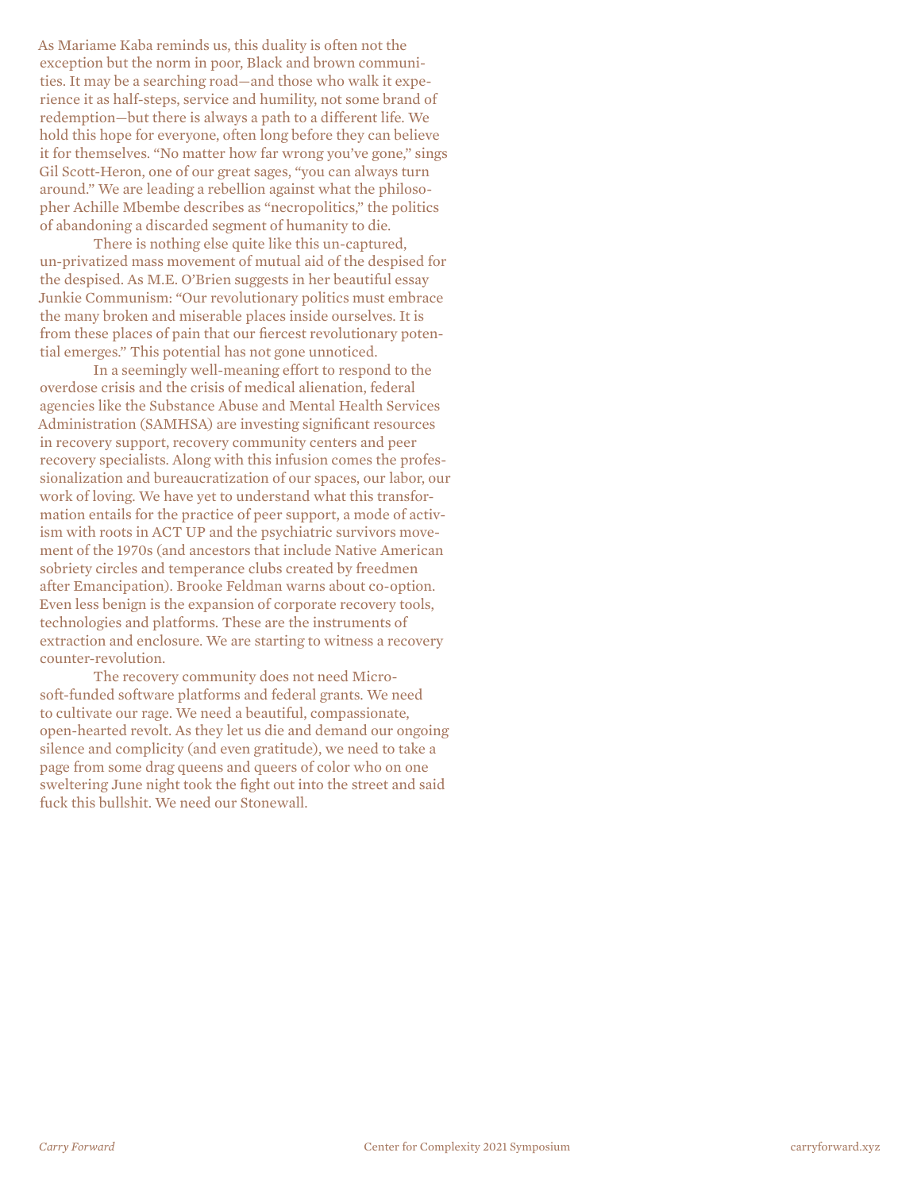As Mariame Kaba reminds us, this duality is often not the exception but the norm in poor, Black and brown communities. It may be a searching road—and those who walk it experience it as half-steps, service and humility, not some brand of redemption—but there is always a path to a different life. We hold this hope for everyone, often long before they can believe it for themselves. "No matter how far wrong you've gone," sings Gil Scott-Heron, one of our great sages, "you can always turn around." We are leading a rebellion against what the philosopher Achille Mbembe describes as "necropolitics," the politics of abandoning a discarded segment of humanity to die.

There is nothing else quite like this un-captured, un-privatized mass movement of mutual aid of the despised for the despised. As M.E. O'Brien suggests in her beautiful essay Junkie Communism: "Our revolutionary politics must embrace the many broken and miserable places inside ourselves. It is from these places of pain that our fiercest revolutionary potential emerges." This potential has not gone unnoticed.

In a seemingly well-meaning effort to respond to the overdose crisis and the crisis of medical alienation, federal agencies like the Substance Abuse and Mental Health Services Administration (SAMHSA) are investing significant resources in recovery support, recovery community centers and peer recovery specialists. Along with this infusion comes the professionalization and bureaucratization of our spaces, our labor, our work of loving. We have yet to understand what this transformation entails for the practice of peer support, a mode of activism with roots in ACT UP and the psychiatric survivors movement of the 1970s (and ancestors that include Native American sobriety circles and temperance clubs created by freedmen after Emancipation). Brooke Feldman warns about co-option. Even less benign is the expansion of corporate recovery tools, technologies and platforms. These are the instruments of extraction and enclosure. We are starting to witness a recovery counter-revolution.

The recovery community does not need Microsoft-funded software platforms and federal grants. We need to cultivate our rage. We need a beautiful, compassionate, open-hearted revolt. As they let us die and demand our ongoing silence and complicity (and even gratitude), we need to take a page from some drag queens and queers of color who on one sweltering June night took the fight out into the street and said fuck this bullshit. We need our Stonewall.